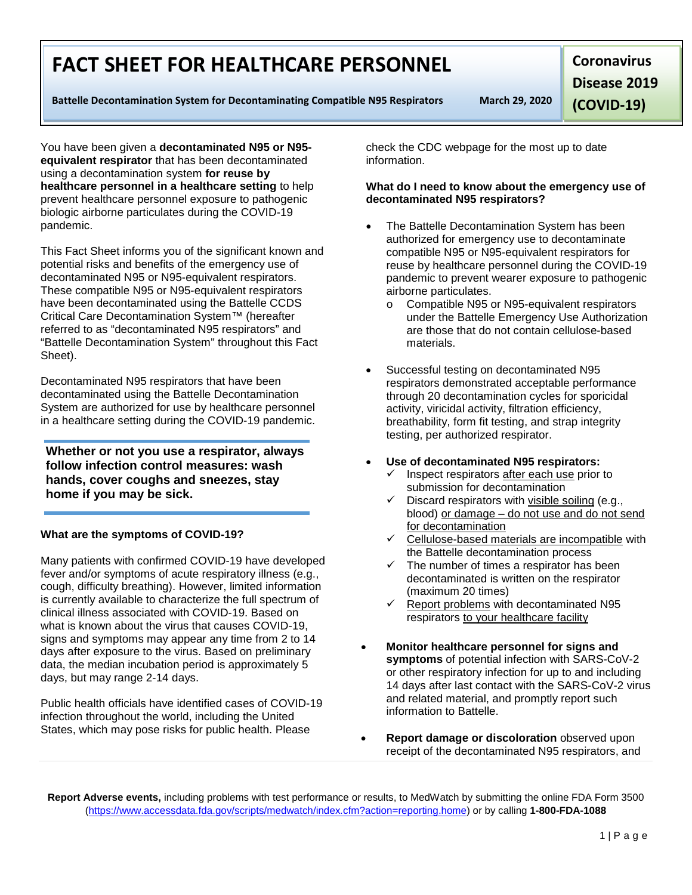# FACT SHEET FOR HEALTHCARE PERSONNEL

**Battelle Decontamination System for Decontaminating Compatible N95 Respirators** **March 29, 2020**

**Coronavirus Disease 2019 (COVID-19)**

You have been given a **decontaminated N95 or N95-equivalent respirator** that has been decontaminated using a decontamination system **for reuse by healthcare personnel in a healthcare setting** to help prevent healthcare personnel exposure to pathogenic biologic airborne particulates during the COVID-19 pandemic.

This Fact Sheet informs you of the significant known and potential risks and benefits of the emergency use of decontaminated N95 or N95-equivalent respirators. These compatible N95 or N95-equivalent respirators have been decontaminated using the Battelle CCDS Critical Care Decontamination System™ (hereafter referred to as "decontaminated N95 respirators" and "Battelle Decontamination System" throughout this Fact Sheet).

Decontaminated N95 respirators that have been decontaminated using the Battelle Decontamination System are authorized for use by healthcare personnel in a healthcare setting during the COVID-19 pandemic.

**Whether or not you use a respirator, always follow infection control measures: wash hands, cover coughs and sneezes, stay home if you may be sick.**

**What are the symptoms of COVID-19?**

Many patients with confirmed COVID-19 have developed fever and/or symptoms of acute respiratory illness (e.g., cough, difficulty breathing). However, limited information is currently available to characterize the full spectrum of clinical illness associated with COVID-19. Based on what is known about the virus that causes COVID-19, signs and symptoms may appear any time from 2 to 14 days after exposure to the virus. Based on preliminary data, the median incubation period is approximately 5 days, but may range 2-14 days.

Public health officials have identified cases of COVID-19 infection throughout the world, including the United States, which may pose risks for public health. Please check the CDC webpage for the most up to date information.

**What do I need to know about the emergency use of decontaminated N95 respirators?**

- The Battelle Decontamination System has been authorized for emergency use to decontaminate compatible N95 or N95-equivalent respirators for reuse by healthcare personnel during the COVID-19 pandemic to prevent wearer exposure to pathogenic airborne particulates.
  - Compatible N95 or N95-equivalent respirators under the Battelle Emergency Use Authorization are those that do not contain cellulose-based materials.
- Successful testing on decontaminated N95 respirators demonstrated acceptable performance through 20 decontamination cycles for sporicidal activity, viricidal activity, filtration efficiency, breathability, form fit testing, and strap integrity testing, per authorized respirator.
- **Use of decontaminated N95 respirators:**
  - ✓ Inspect respirators after each use prior to submission for decontamination
  - ✓ Discard respirators with visible soiling (e.g., blood) or damage – do not use and do not send for decontamination
  - ✓ Cellulose-based materials are incompatible with the Battelle decontamination process
  - ✓ The number of times a respirator has been decontaminated is written on the respirator (maximum 20 times)
  - ✓ Report problems with decontaminated N95 respirators to your healthcare facility
- **Monitor healthcare personnel for signs and symptoms** of potential infection with SARS-CoV-2 or other respiratory infection for up to and including 14 days after last contact with the SARS-CoV-2 virus and related material, and promptly report such information to Battelle.
- **Report damage or discoloration** observed upon receipt of the decontaminated N95 respirators, and

**Report Adverse events,** including problems with test performance or results, to MedWatch by submitting the online FDA Form 3500 (https://www.accessdata.fda.gov/scripts/medwatch/index.cfm?action=reporting.home) or by calling **1-800-FDA-1088**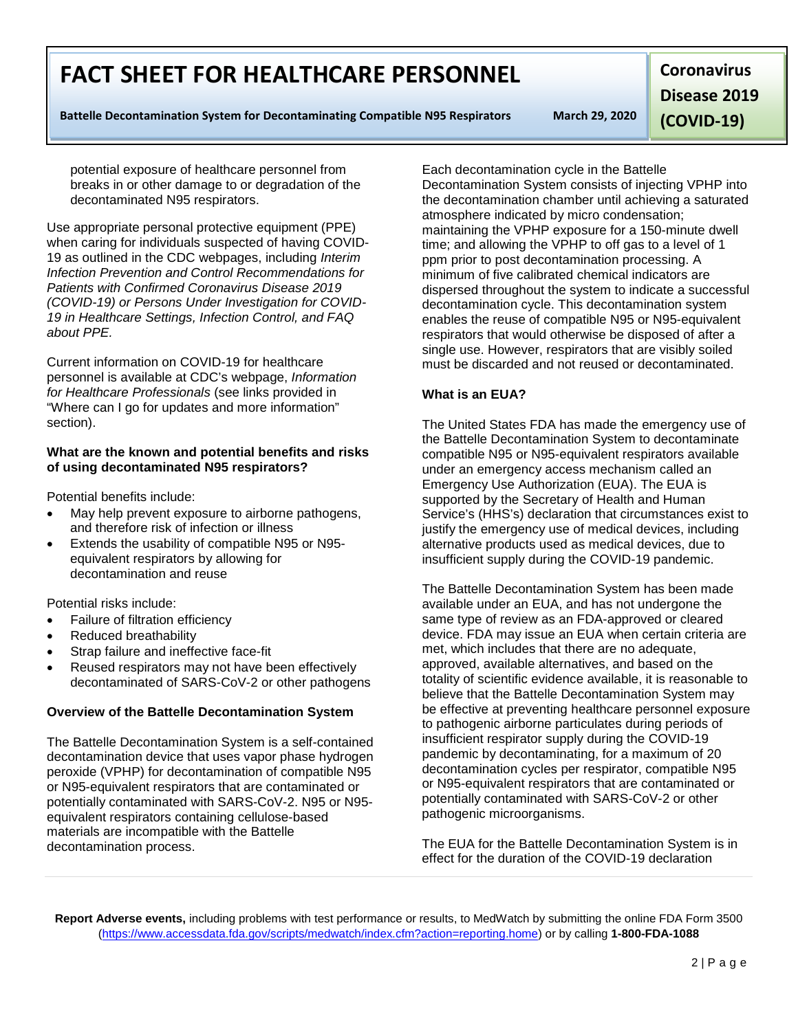potential exposure of healthcare personnel from breaks in or other damage to or degradation of the decontaminated N95 respirators.

Use appropriate personal protective equipment (PPE) when caring for individuals suspected of having COVID-19 as outlined in the CDC webpages, including *Interim Infection Prevention and Control Recommendations for Patients with Confirmed Coronavirus Disease 2019 (COVID-19) or Persons Under Investigation for COVID-19 in Healthcare Settings, Infection Control, and FAQ about PPE.*

Current information on COVID-19 for healthcare personnel is available at CDC's webpage, *Information for Healthcare Professionals* (see links provided in "Where can I go for updates and more information" section).

**What are the known and potential benefits and risks of using decontaminated N95 respirators?**

Potential benefits include:

- May help prevent exposure to airborne pathogens, and therefore risk of infection or illness
- Extends the usability of compatible N95 or N95-equivalent respirators by allowing for decontamination and reuse

Potential risks include:

- Failure of filtration efficiency
- Reduced breathability
- Strap failure and ineffective face-fit
- Reused respirators may not have been effectively decontaminated of SARS-CoV-2 or other pathogens

**Overview of the Battelle Decontamination System**

The Battelle Decontamination System is a self-contained decontamination device that uses vapor phase hydrogen peroxide (VPHP) for decontamination of compatible N95 or N95-equivalent respirators that are contaminated or potentially contaminated with SARS-CoV-2. N95 or N95-equivalent respirators containing cellulose-based materials are incompatible with the Battelle decontamination process.

Each decontamination cycle in the Battelle Decontamination System consists of injecting VPHP into the decontamination chamber until achieving a saturated atmosphere indicated by micro condensation; maintaining the VPHP exposure for a 150-minute dwell time; and allowing the VPHP to off gas to a level of 1 ppm prior to post decontamination processing. A minimum of five calibrated chemical indicators are dispersed throughout the system to indicate a successful decontamination cycle. This decontamination system enables the reuse of compatible N95 or N95-equivalent respirators that would otherwise be disposed of after a single use. However, respirators that are visibly soiled must be discarded and not reused or decontaminated.

**What is an EUA?**

The United States FDA has made the emergency use of the Battelle Decontamination System to decontaminate compatible N95 or N95-equivalent respirators available under an emergency access mechanism called an Emergency Use Authorization (EUA). The EUA is supported by the Secretary of Health and Human Service's (HHS's) declaration that circumstances exist to justify the emergency use of medical devices, including alternative products used as medical devices, due to insufficient supply during the COVID-19 pandemic.

The Battelle Decontamination System has been made available under an EUA, and has not undergone the same type of review as an FDA-approved or cleared device. FDA may issue an EUA when certain criteria are met, which includes that there are no adequate, approved, available alternatives, and based on the totality of scientific evidence available, it is reasonable to believe that the Battelle Decontamination System may be effective at preventing healthcare personnel exposure to pathogenic airborne particulates during periods of insufficient respirator supply during the COVID-19 pandemic by decontaminating, for a maximum of 20 decontamination cycles per respirator, compatible N95 or N95-equivalent respirators that are contaminated or potentially contaminated with SARS-CoV-2 or other pathogenic microorganisms.

The EUA for the Battelle Decontamination System is in effect for the duration of the COVID-19 declaration

**Report Adverse events,** including problems with test performance or results, to MedWatch by submitting the online FDA Form 3500 (https://www.accessdata.fda.gov/scripts/medwatch/index.cfm?action=reporting.home) or by calling **1-800-FDA-1088**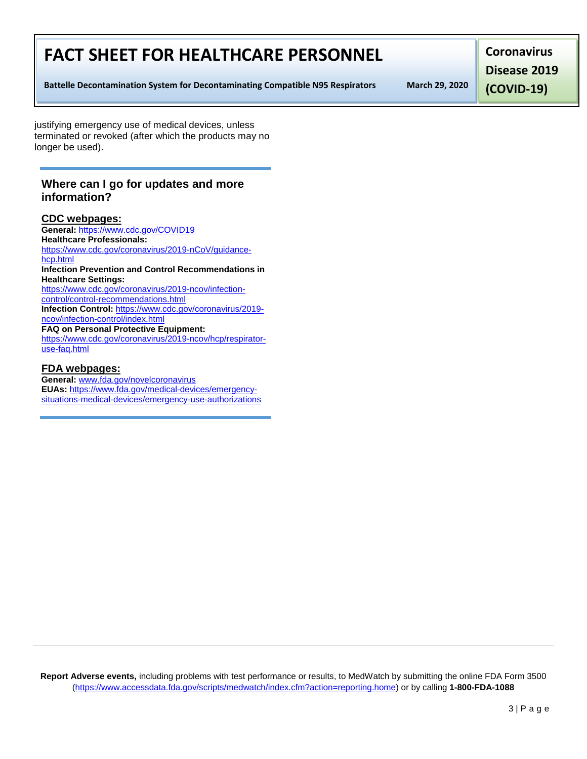justifying emergency use of medical devices, unless terminated or revoked (after which the products may no longer be used).

## Where can I go for updates and more information?

### CDC webpages:

**General:** https://www.cdc.gov/COVID19
**Healthcare Professionals:** https://www.cdc.gov/coronavirus/2019-nCoV/guidance-hcp.html
**Infection Prevention and Control Recommendations in Healthcare Settings:** https://www.cdc.gov/coronavirus/2019-ncov/infection-control/control-recommendations.html
**Infection Control:** https://www.cdc.gov/coronavirus/2019-ncov/infection-control/index.html
**FAQ on Personal Protective Equipment:** https://www.cdc.gov/coronavirus/2019-ncov/hcp/respirator-use-faq.html

### FDA webpages:

**General:** www.fda.gov/novelcoronavirus
**EUAs:** https://www.fda.gov/medical-devices/emergency-situations-medical-devices/emergency-use-authorizations

**Report Adverse events,** including problems with test performance or results, to MedWatch by submitting the online FDA Form 3500 (https://www.accessdata.fda.gov/scripts/medwatch/index.cfm?action=reporting.home) or by calling **1-800-FDA-1088**